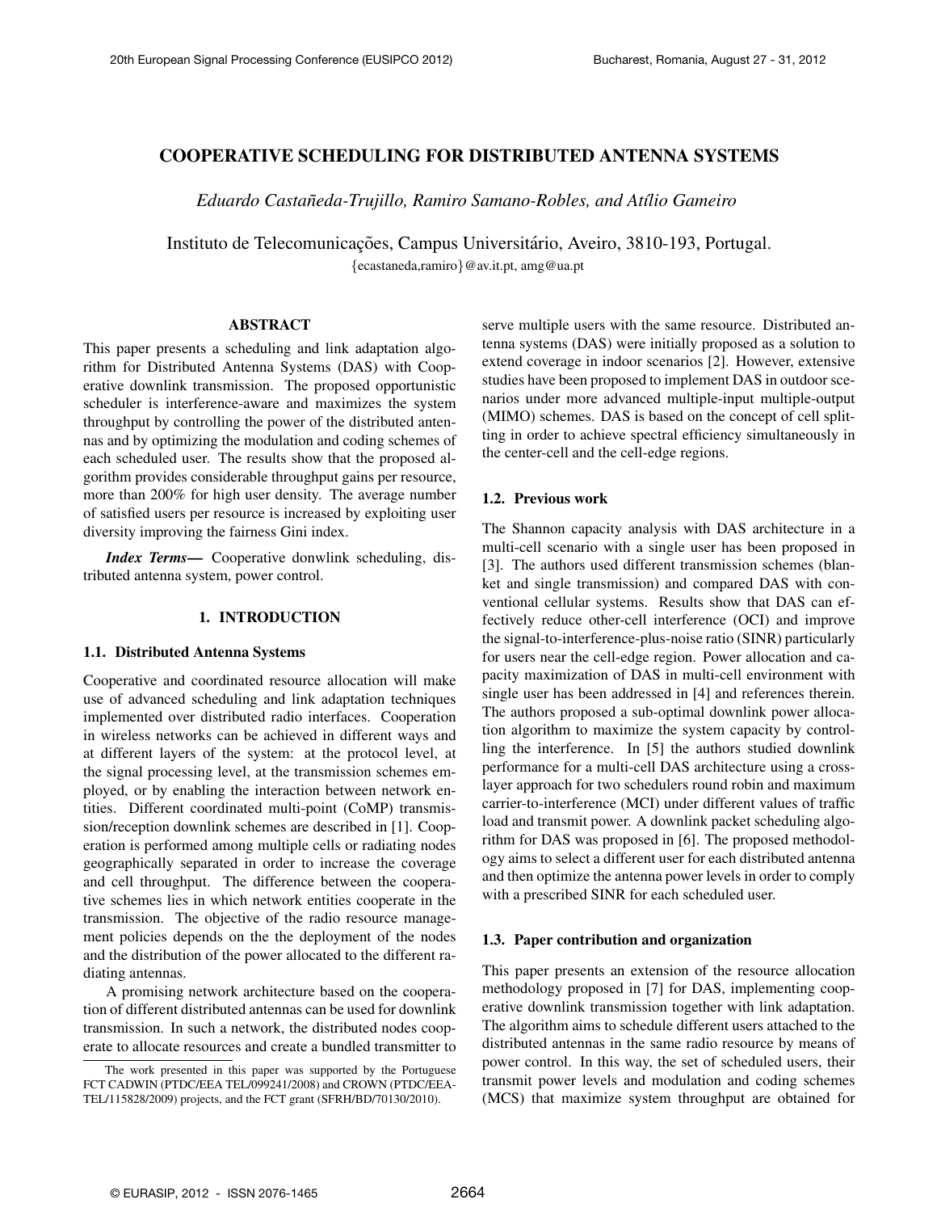# COOPERATIVE SCHEDULING FOR DISTRIBUTED ANTENNA SYSTEMS

*Eduardo Castañeda-Trujillo, Ramiro Samano-Robles, and Atílio Gameiro*

Instituto de Telecomunicações, Campus Universitário, Aveiro, 3810-193, Portugal.
{ecastaneda,ramiro}@av.it.pt, amg@ua.pt

## ABSTRACT

This paper presents a scheduling and link adaptation algorithm for Distributed Antenna Systems (DAS) with Cooperative downlink transmission. The proposed opportunistic scheduler is interference-aware and maximizes the system throughput by controlling the power of the distributed antennas and by optimizing the modulation and coding schemes of each scheduled user. The results show that the proposed algorithm provides considerable throughput gains per resource, more than 200% for high user density. The average number of satisfied users per resource is increased by exploiting user diversity improving the fairness Gini index.

***Index Terms*—** Cooperative donwlink scheduling, distributed antenna system, power control.

## 1. INTRODUCTION

### 1.1. Distributed Antenna Systems

Cooperative and coordinated resource allocation will make use of advanced scheduling and link adaptation techniques implemented over distributed radio interfaces. Cooperation in wireless networks can be achieved in different ways and at different layers of the system: at the protocol level, at the signal processing level, at the transmission schemes employed, or by enabling the interaction between network entities. Different coordinated multi-point (CoMP) transmission/reception downlink schemes are described in [1]. Cooperation is performed among multiple cells or radiating nodes geographically separated in order to increase the coverage and cell throughput. The difference between the cooperative schemes lies in which network entities cooperate in the transmission. The objective of the radio resource management policies depends on the the deployment of the nodes and the distribution of the power allocated to the different radiating antennas.

A promising network architecture based on the cooperation of different distributed antennas can be used for downlink transmission. In such a network, the distributed nodes cooperate to allocate resources and create a bundled transmitter to serve multiple users with the same resource. Distributed antenna systems (DAS) were initially proposed as a solution to extend coverage in indoor scenarios [2]. However, extensive studies have been proposed to implement DAS in outdoor scenarios under more advanced multiple-input multiple-output (MIMO) schemes. DAS is based on the concept of cell splitting in order to achieve spectral efficiency simultaneously in the center-cell and the cell-edge regions.

### 1.2. Previous work

The Shannon capacity analysis with DAS architecture in a multi-cell scenario with a single user has been proposed in [3]. The authors used different transmission schemes (blanket and single transmission) and compared DAS with conventional cellular systems. Results show that DAS can effectively reduce other-cell interference (OCI) and improve the signal-to-interference-plus-noise ratio (SINR) particularly for users near the cell-edge region. Power allocation and capacity maximization of DAS in multi-cell environment with single user has been addressed in [4] and references therein. The authors proposed a sub-optimal downlink power allocation algorithm to maximize the system capacity by controlling the interference. In [5] the authors studied downlink performance for a multi-cell DAS architecture using a cross-layer approach for two schedulers round robin and maximum carrier-to-interference (MCI) under different values of traffic load and transmit power. A downlink packet scheduling algorithm for DAS was proposed in [6]. The proposed methodology aims to select a different user for each distributed antenna and then optimize the antenna power levels in order to comply with a prescribed SINR for each scheduled user.

### 1.3. Paper contribution and organization

This paper presents an extension of the resource allocation methodology proposed in [7] for DAS, implementing cooperative downlink transmission together with link adaptation. The algorithm aims to schedule different users attached to the distributed antennas in the same radio resource by means of power control. In this way, the set of scheduled users, their transmit power levels and modulation and coding schemes (MCS) that maximize system throughput are obtained for

The work presented in this paper was supported by the Portuguese FCT CADWIN (PTDC/EEA TEL/099241/2008) and CROWN (PTDC/EEA-TEL/115828/2009) projects, and the FCT grant (SFRH/BD/70130/2010).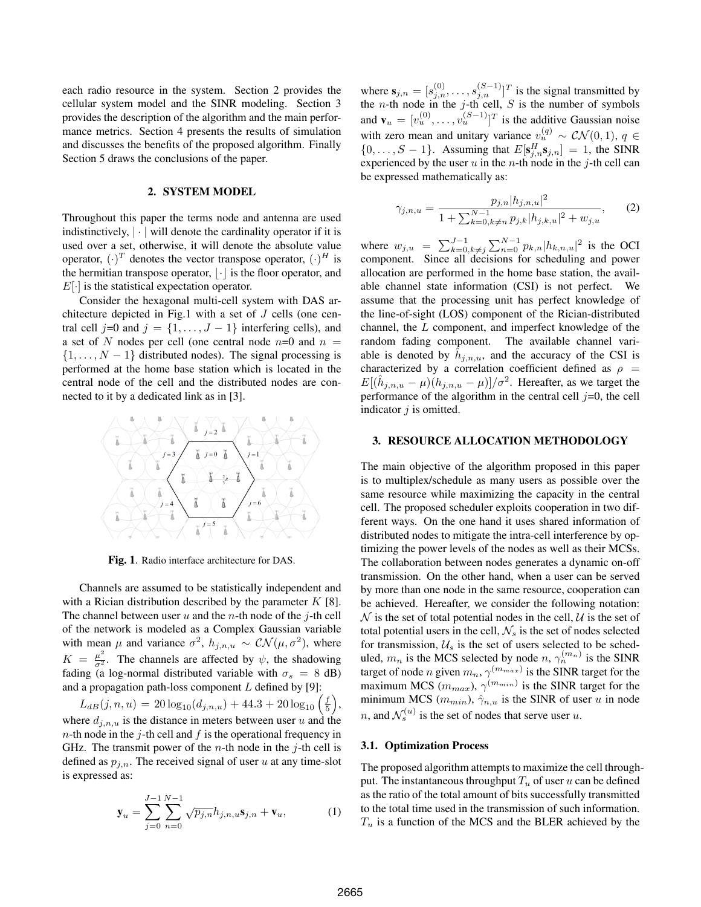each radio resource in the system. Section 2 provides the cellular system model and the SINR modeling. Section 3 provides the description of the algorithm and the main performance metrics. Section 4 presents the results of simulation and discusses the benefits of the proposed algorithm. Finally Section 5 draws the conclusions of the paper.

## 2. SYSTEM MODEL

Throughout this paper the terms node and antenna are used indistinctively, $|\cdot|$ will denote the cardinality operator if it is used over a set, otherwise, it will denote the absolute value operator, $(\cdot)^T$ denotes the vector transpose operator, $(\cdot)^H$ is the hermitian transpose operator, $\lfloor\cdot\rfloor$ is the floor operator, and $E[\cdot]$ is the statistical expectation operator.

Consider the hexagonal multi-cell system with DAS architecture depicted in Fig.1 with a set of $J$ cells (one central cell $j$=0 and $j = \{1, \ldots, J-1\}$ interfering cells), and a set of $N$ nodes per cell (one central node $n$=0 and $n = \{1, \ldots, N-1\}$ distributed nodes). The signal processing is performed at the home base station which is located in the central node of the cell and the distributed nodes are connected to it by a dedicated link as in [3].

**Fig. 1**. Radio interface architecture for DAS.

Channels are assumed to be statistically independent and with a Rician distribution described by the parameter $K$ [8]. The channel between user $u$ and the $n$-th node of the $j$-th cell of the network is modeled as a Complex Gaussian variable with mean $\mu$ and variance $\sigma^2$, $h_{j,n,u} \sim \mathcal{CN}(\mu, \sigma^2)$, where $K = \frac{\mu^2}{\sigma^2}$. The channels are affected by $\psi$, the shadowing fading (a log-normal distributed variable with $\sigma_s = 8$ dB) and a propagation path-loss component $L$ defined by [9]:

$L_{dB}(j,n,u) = 20\log_{10}(d_{j,n,u}) + 44.3 + 20\log_{10}\left(\frac{f}{5}\right)$, where $d_{j,n,u}$ is the distance in meters between user $u$ and the $n$-th node in the $j$-th cell and $f$ is the operational frequency in GHz. The transmit power of the $n$-th node in the $j$-th cell is defined as $p_{j,n}$. The received signal of user $u$ at any time-slot is expressed as:

$$\mathbf{y}_u = \sum_{j=0}^{J-1}\sum_{n=0}^{N-1}\sqrt{p_{j,n}}h_{j,n,u}\mathbf{s}_{j,n} + \mathbf{v}_u, \tag{1}$$

where $\mathbf{s}_{j,n} = [s_{j,n}^{(0)}, \ldots, s_{j,n}^{(S-1)}]^T$ is the signal transmitted by the $n$-th node in the $j$-th cell, $S$ is the number of symbols and $\mathbf{v}_u = [v_u^{(0)}, \ldots, v_u^{(S-1)}]^T$ is the additive Gaussian noise with zero mean and unitary variance $v_u^{(q)} \sim \mathcal{CN}(0,1)$, $q \in \{0, \ldots, S-1\}$. Assuming that $E[\mathbf{s}_{j,n}^H\mathbf{s}_{j,n}] = 1$, the SINR experienced by the user $u$ in the $n$-th node in the $j$-th cell can be expressed mathematically as:

$$\gamma_{j,n,u} = \frac{p_{j,n}|h_{j,n,u}|^2}{1 + \sum_{k=0,k\neq n}^{N-1} p_{j,k}|h_{j,k,u}|^2 + w_{j,u}}, \tag{2}$$

where $w_{j,u} = \sum_{k=0,k\neq j}^{J-1}\sum_{n=0}^{N-1} p_{k,n}|h_{k,n,u}|^2$ is the OCI component. Since all decisions for scheduling and power allocation are performed in the home base station, the available channel state information (CSI) is not perfect. We assume that the processing unit has perfect knowledge of the line-of-sight (LOS) component of the Rician-distributed channel, the $L$ component, and imperfect knowledge of the random fading component. The available channel variable is denoted by $\hat{h}_{j,n,u}$, and the accuracy of the CSI is characterized by a correlation coefficient defined as $\rho = E[(\hat{h}_{j,n,u} - \mu)(h_{j,n,u} - \mu)]/\sigma^2$. Hereafter, as we target the performance of the algorithm in the central cell $j$=0, the cell indicator $j$ is omitted.

## 3. RESOURCE ALLOCATION METHODOLOGY

The main objective of the algorithm proposed in this paper is to multiplex/schedule as many users as possible over the same resource while maximizing the capacity in the central cell. The proposed scheduler exploits cooperation in two different ways. On the one hand it uses shared information of distributed nodes to mitigate the intra-cell interference by optimizing the power levels of the nodes as well as their MCSs. The collaboration between nodes generates a dynamic on-off transmission. On the other hand, when a user can be served by more than one node in the same resource, cooperation can be achieved. Hereafter, we consider the following notation: $\mathcal{N}$ is the set of total potential nodes in the cell, $\mathcal{U}$ is the set of total potential users in the cell, $\mathcal{N}_s$ is the set of nodes selected for transmission, $\mathcal{U}_s$ is the set of users selected to be scheduled, $m_n$ is the MCS selected by node $n$, $\gamma_n^{(m_n)}$ is the SINR target of node $n$ given $m_n$, $\gamma^{(m_{max})}$ is the SINR target for the maximum MCS ($m_{max}$), $\gamma^{(m_{min})}$ is the SINR target for the minimum MCS ($m_{min}$), $\hat{\gamma}_{n,u}$ is the SINR of user $u$ in node $n$, and $\mathcal{N}_s^{(u)}$ is the set of nodes that serve user $u$.

### 3.1. Optimization Process

The proposed algorithm attempts to maximize the cell throughput. The instantaneous throughput $T_u$ of user $u$ can be defined as the ratio of the total amount of bits successfully transmitted to the total time used in the transmission of such information. $T_u$ is a function of the MCS and the BLER achieved by the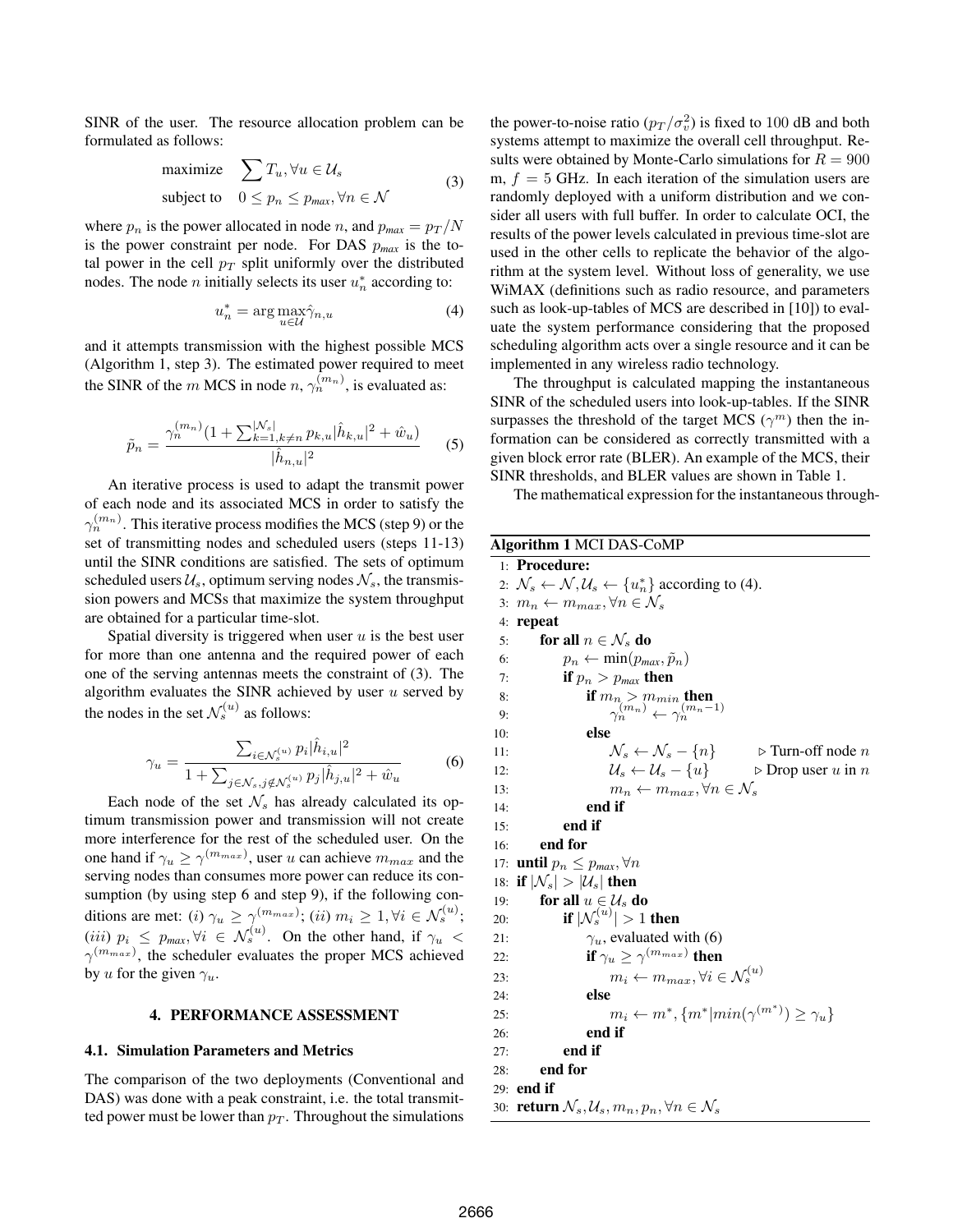SINR of the user. The resource allocation problem can be formulated as follows:

$$\begin{aligned} \text{maximize} \quad & \sum T_u, \forall u \in \mathcal{U}_s \\ \text{subject to} \quad & 0 \leq p_n \leq p_{max}, \forall n \in \mathcal{N} \end{aligned} \tag{3}$$

where $p_n$ is the power allocated in node $n$, and $p_{max} = p_T/N$ is the power constraint per node. For DAS $p_{max}$ is the total power in the cell $p_T$ split uniformly over the distributed nodes. The node $n$ initially selects its user $u_n^*$ according to:

$$u_n^* = \arg\max_{u \in \mathcal{U}} \hat{\gamma}_{n,u} \tag{4}$$

and it attempts transmission with the highest possible MCS (Algorithm 1, step 3). The estimated power required to meet the SINR of the $m$ MCS in node $n$, $\gamma_n^{(m_n)}$, is evaluated as:

$$\tilde{p}_n = \frac{\gamma_n^{(m_n)}(1 + \sum_{k=1,k\neq n}^{|\mathcal{N}_s|} p_{k,u}|\hat{h}_{k,u}|^2 + \hat{w}_u)}{|\hat{h}_{n,u}|^2} \tag{5}$$

An iterative process is used to adapt the transmit power of each node and its associated MCS in order to satisfy the $\gamma_n^{(m_n)}$. This iterative process modifies the MCS (step 9) or the set of transmitting nodes and scheduled users (steps 11-13) until the SINR conditions are satisfied. The sets of optimum scheduled users $\mathcal{U}_s$, optimum serving nodes $\mathcal{N}_s$, the transmission powers and MCSs that maximize the system throughput are obtained for a particular time-slot.

Spatial diversity is triggered when user $u$ is the best user for more than one antenna and the required power of each one of the serving antennas meets the constraint of (3). The algorithm evaluates the SINR achieved by user $u$ served by the nodes in the set $\mathcal{N}_s^{(u)}$ as follows:

$$\gamma_u = \frac{\sum_{i\in\mathcal{N}_s^{(u)}} p_i|\hat{h}_{i,u}|^2}{1 + \sum_{j\in\mathcal{N}_s, j\notin\mathcal{N}_s^{(u)}} p_j|\hat{h}_{j,u}|^2 + \hat{w}_u} \tag{6}$$

Each node of the set $\mathcal{N}_s$ has already calculated its optimum transmission power and transmission will not create more interference for the rest of the scheduled user. On the one hand if $\gamma_u \geq \gamma^{(m_{max})}$, user $u$ can achieve $m_{max}$ and the serving nodes than consumes more power can reduce its consumption (by using step 6 and step 9), if the following conditions are met: $(i)$ $\gamma_u \geq \gamma^{(m_{max})}$; $(ii)$ $m_i \geq 1, \forall i \in \mathcal{N}_s^{(u)}$; $(iii)$ $p_i \leq p_{max}, \forall i \in \mathcal{N}_s^{(u)}$. On the other hand, if $\gamma_u < \gamma^{(m_{max})}$, the scheduler evaluates the proper MCS achieved by $u$ for the given $\gamma_u$.

## 4. PERFORMANCE ASSESSMENT

### 4.1. Simulation Parameters and Metrics

The comparison of the two deployments (Conventional and DAS) was done with a peak constraint, i.e. the total transmitted power must be lower than $p_T$. Throughout the simulations the power-to-noise ratio ($p_T/\sigma_v^2$) is fixed to 100 dB and both systems attempt to maximize the overall cell throughput. Results were obtained by Monte-Carlo simulations for $R = 900$ m, $f = 5$ GHz. In each iteration of the simulation users are randomly deployed with a uniform distribution and we consider all users with full buffer. In order to calculate OCI, the results of the power levels calculated in previous time-slot are used in the other cells to replicate the behavior of the algorithm at the system level. Without loss of generality, we use WiMAX (definitions such as radio resource, and parameters such as look-up-tables of MCS are described in [10]) to evaluate the system performance considering that the proposed scheduling algorithm acts over a single resource and it can be implemented in any wireless radio technology.

The throughput is calculated mapping the instantaneous SINR of the scheduled users into look-up-tables. If the SINR surpasses the threshold of the target MCS ($\gamma^m$) then the information can be considered as correctly transmitted with a given block error rate (BLER). An example of the MCS, their SINR thresholds, and BLER values are shown in Table 1.

The mathematical expression for the instantaneous through-

**Algorithm 1** MCI DAS-CoMP

```
1:  Procedure:
2:  N_s ← N, U_s ← {u*_n} according to (4).
3:  m_n ← m_max, ∀n ∈ N_s
4:  repeat
5:      for all n ∈ N_s do
6:          p_n ← min(p_max, p̃_n)
7:          if p_n > p_max then
8:              if m_n > m_min then
9:                  γ_n^(m_n) ← γ_n^(m_n − 1)
10:             else
11:                 N_s ← N_s − {n}          ▷ Turn-off node n
12:                 U_s ← U_s − {u}          ▷ Drop user u in n
13:                 m_n ← m_max, ∀n ∈ N_s
14:             end if
15:         end if
16:     end for
17: until p_n ≤ p_max, ∀n
18: if |N_s| > |U_s| then
19:     for all u ∈ U_s do
20:         if |N_s^(u)| > 1 then
21:             γ_u, evaluated with (6)
22:             if γ_u ≥ γ^(m_max) then
23:                 m_i ← m_max, ∀i ∈ N_s^(u)
24:             else
25:                 m_i ← m*, {m* | min(γ^(m*)) ≥ γ_u}
26:             end if
27:         end if
28:     end for
29: end if
30: return N_s, U_s, m_n, p_n, ∀n ∈ N_s
```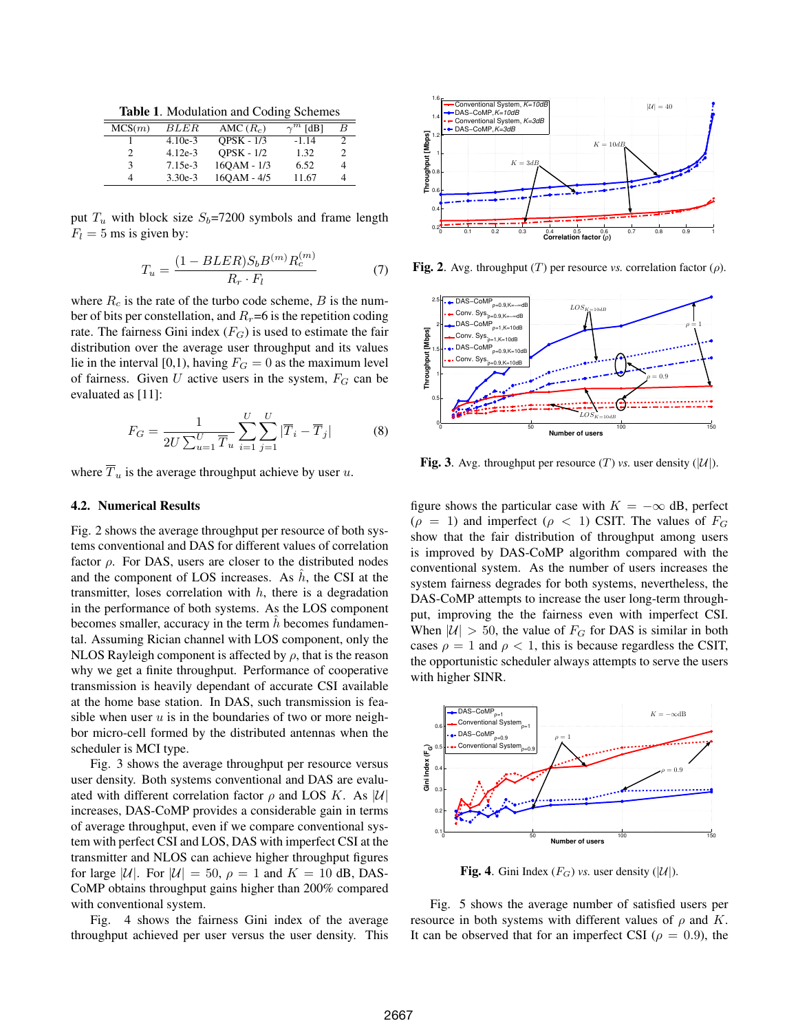**Table 1**. Modulation and Coding Schemes

| MCS($m$) | $BLER$ | AMC ($R_c$) | $\gamma^m$ [dB] | $B$ |
|---|---|---|---|---|
| 1 | 4.10e-3 | QPSK - 1/3 | -1.14 | 2 |
| 2 | 4.12e-3 | QPSK - 1/2 | 1.32 | 2 |
| 3 | 7.15e-3 | 16QAM - 1/3 | 6.52 | 4 |
| 4 | 3.30e-3 | 16QAM - 4/5 | 11.67 | 4 |

put $T_u$ with block size $S_b$=7200 symbols and frame length $F_l = 5$ ms is given by:

$$T_u = \frac{(1 - BLER)S_b B^{(m)} R_c^{(m)}}{R_r \cdot F_l} \tag{7}$$

where $R_c$ is the rate of the turbo code scheme, $B$ is the number of bits per constellation, and $R_r$=6 is the repetition coding rate. The fairness Gini index ($F_G$) is used to estimate the fair distribution over the average user throughput and its values lie in the interval [0,1), having $F_G = 0$ as the maximum level of fairness. Given $U$ active users in the system, $F_G$ can be evaluated as [11]:

$$F_G = \frac{1}{2U \sum_{u=1}^{U} \overline{T}_u} \sum_{i=1}^{U} \sum_{j=1}^{U} |\overline{T}_i - \overline{T}_j| \tag{8}$$

where $\overline{T}_u$ is the average throughput achieve by user $u$.

### 4.2. Numerical Results

Fig. 2 shows the average throughput per resource of both systems conventional and DAS for different values of correlation factor $\rho$. For DAS, users are closer to the distributed nodes and the component of LOS increases. As $\hat{h}$, the CSI at the transmitter, loses correlation with $h$, there is a degradation in the performance of both systems. As the LOS component becomes smaller, accuracy in the term $\hat{h}$ becomes fundamental. Assuming Rician channel with LOS component, only the NLOS Rayleigh component is affected by $\rho$, that is the reason why we get a finite throughput. Performance of cooperative transmission is heavily dependant of accurate CSI available at the home base station. In DAS, such transmission is feasible when user $u$ is in the boundaries of two or more neighbor micro-cell formed by the distributed antennas when the scheduler is MCI type.

Fig. 3 shows the average throughput per resource versus user density. Both systems conventional and DAS are evaluated with different correlation factor $\rho$ and LOS $K$. As $|\mathcal{U}|$ increases, DAS-CoMP provides a considerable gain in terms of average throughput, even if we compare conventional system with perfect CSI and LOS, DAS with imperfect CSI at the transmitter and NLOS can achieve higher throughput figures for large $|\mathcal{U}|$. For $|\mathcal{U}| = 50$, $\rho = 1$ and $K = 10$ dB, DAS-CoMP obtains throughput gains higher than 200% compared with conventional system.

Fig. 4 shows the fairness Gini index of the average throughput achieved per user versus the user density. This

**Fig. 2**. Avg. throughput ($T$) per resource *vs.* correlation factor ($\rho$).

**Fig. 3**. Avg. throughput per resource ($T$) *vs.* user density ($|\mathcal{U}|$).

figure shows the particular case with $K = -\infty$ dB, perfect ($\rho = 1$) and imperfect ($\rho < 1$) CSI. The values of $F_G$ show that the fair distribution of throughput among users is improved by DAS-CoMP algorithm compared with the conventional system. As the number of users increases the system fairness degrades for both systems, nevertheless, the DAS-CoMP attempts to increase the user long-term throughput, improving the the fairness even with imperfect CSI. When $|\mathcal{U}| > 50$, the value of $F_G$ for DAS is similar in both cases $\rho = 1$ and $\rho < 1$, this is because regardless the CSIT, the opportunistic scheduler always attempts to serve the users with higher SINR.

**Fig. 4**. Gini Index ($F_G$) *vs.* user density ($|\mathcal{U}|$).

Fig. 5 shows the average number of satisfied users per resource in both systems with different values of $\rho$ and $K$. It can be observed that for an imperfect CSI ($\rho = 0.9$), the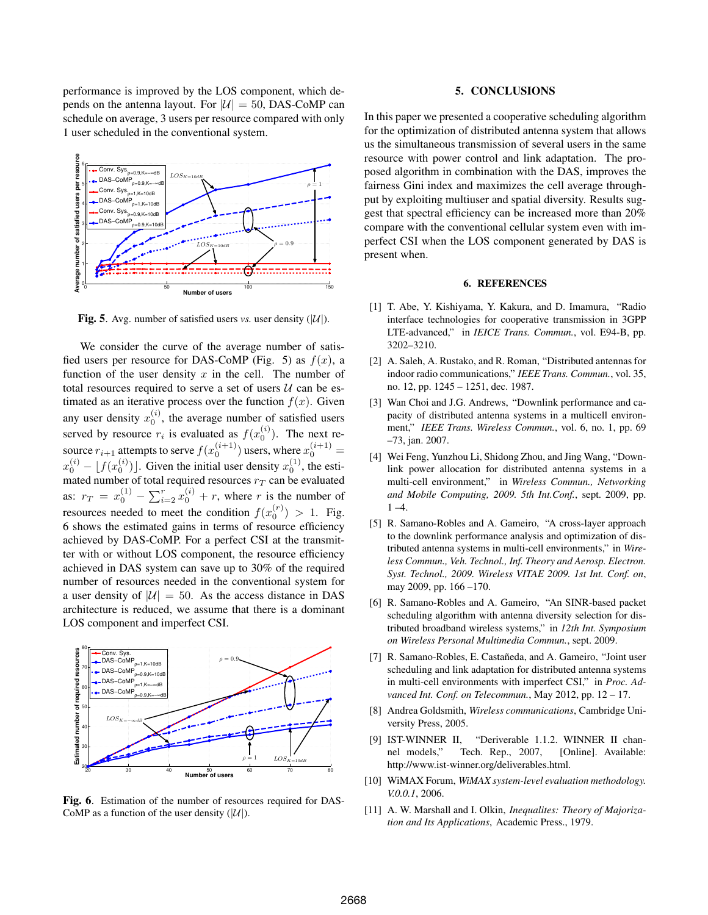performance is improved by the LOS component, which depends on the antenna layout. For $|\mathcal{U}| = 50$, DAS-CoMP can schedule on average, 3 users per resource compared with only 1 user scheduled in the conventional system.

Average number of satisfied users per resource

Conv. Sys. ρ=0.9,K=−∞dB
DAS−CoMP ρ=0.9,K=−∞dB
Conv. Sys. ρ=1,K=10dB
DAS−CoMP ρ=1,K=10dB
Conv. Sys. ρ=0.9,K=10dB
DAS−CoMP ρ=0.9,K=10dB

LOS K=10dB
ρ = 1
ρ = 0.9
LOS K=10dB

0 1 2 3 4 5 6
0 50 100 150
Number of users

**Fig. 5**. Avg. number of satisfied users *vs.* user density ($|\mathcal{U}|$).

We consider the curve of the average number of satisfied users per resource for DAS-CoMP (Fig. 5) as $f(x)$, a function of the user density $x$ in the cell. The number of total resources required to serve a set of users $\mathcal{U}$ can be estimated as an iterative process over the function $f(x)$. Given any user density $x_0^{(i)}$, the average number of satisfied users served by resource $r_i$ is evaluated as $f(x_0^{(i)})$. The next resource $r_{i+1}$ attempts to serve $f(x_0^{(i+1)})$ users, where $x_0^{(i+1)} = x_0^{(i)} - \lfloor f(x_0^{(i)}) \rfloor$. Given the initial user density $x_0^{(1)}$, the estimated number of total required resources $r_T$ can be evaluated as: $r_T = x_0^{(1)} - \sum_{i=2}^{r} x_0^{(i)} + r$, where $r$ is the number of resources needed to meet the condition $f(x_0^{(r)}) > 1$. Fig. 6 shows the estimated gains in terms of resource efficiency achieved by DAS-CoMP. For a perfect CSI at the transmitter with or without LOS component, the resource efficiency achieved in DAS system can save up to 30% of the required number of resources needed in the conventional system for a user density of $|\mathcal{U}| = 50$. As the access distance in DAS architecture is reduced, we assume that there is a dominant LOS component and imperfect CSI.

Estimated number of required resources

Conv. Sys.
DAS−CoMP ρ=1,K=10dB
DAS−CoMP ρ=0.9,K=10dB
DAS−CoMP ρ=1,K=−∞dB
DAS−CoMP ρ=0.9,K=−∞dB

ρ = 0.9
LOS K=−∞dB
ρ = 1
LOS K=10dB

20 30 40 50 60 70 80
20 30 40 50 60 70 80
Number of users

**Fig. 6**. Estimation of the number of resources required for DAS-CoMP as a function of the user density ($|\mathcal{U}|$).

## 5. CONCLUSIONS

In this paper we presented a cooperative scheduling algorithm for the optimization of distributed antenna system that allows us the simultaneous transmission of several users in the same resource with power control and link adaptation. The proposed algorithm in combination with the DAS, improves the fairness Gini index and maximizes the cell average throughput by exploiting multiuser and spatial diversity. Results suggest that spectral efficiency can be increased more than 20% compare with the conventional cellular system even with imperfect CSI when the LOS component generated by DAS is present when.

## 6. REFERENCES

[1] T. Abe, Y. Kishiyama, Y. Kakura, and D. Imamura, "Radio interface technologies for cooperative transmission in 3GPP LTE-advanced," in *IEICE Trans. Commun.*, vol. E94-B, pp. 3202–3210.

[2] A. Saleh, A. Rustako, and R. Roman, "Distributed antennas for indoor radio communications," *IEEE Trans. Commun.*, vol. 35, no. 12, pp. 1245 – 1251, dec. 1987.

[3] Wan Choi and J.G. Andrews, "Downlink performance and capacity of distributed antenna systems in a multicell environment," *IEEE Trans. Wireless Commun.*, vol. 6, no. 1, pp. 69 –73, jan. 2007.

[4] Wei Feng, Yunzhou Li, Shidong Zhou, and Jing Wang, "Downlink power allocation for distributed antenna systems in a multi-cell environment," in *Wireless Commun., Networking and Mobile Computing, 2009. 5th Int.Conf.*, sept. 2009, pp. 1 –4.

[5] R. Samano-Robles and A. Gameiro, "A cross-layer approach to the downlink performance analysis and optimization of distributed antenna systems in multi-cell environments," in *Wireless Commun., Veh. Technol., Inf. Theory and Aerosp. Electron. Syst. Technol., 2009. Wireless VITAE 2009. 1st Int. Conf. on*, may 2009, pp. 166 –170.

[6] R. Samano-Robles and A. Gameiro, "An SINR-based packet scheduling algorithm with antenna diversity selection for distributed broadband wireless systems," in *12th Int. Symposium on Wireless Personal Multimedia Commun.*, sept. 2009.

[7] R. Samano-Robles, E. Castañeda, and A. Gameiro, "Joint user scheduling and link adaptation for distributed antenna systems in multi-cell environments with imperfect CSI," in *Proc. Advanced Int. Conf. on Telecommun.*, May 2012, pp. 12 – 17.

[8] Andrea Goldsmith, *Wireless communications*, Cambridge University Press, 2005.

[9] IST-WINNER II, "Deriverable 1.1.2. WINNER II channel models," Tech. Rep., 2007, [Online]. Available: http://www.ist-winner.org/deliverables.html.

[10] WiMAX Forum, *WiMAX system-level evaluation methodology. V.0.0.1*, 2006.

[11] A. W. Marshall and I. Olkin, *Inequalites: Theory of Majorization and Its Applications*, Academic Press., 1979.